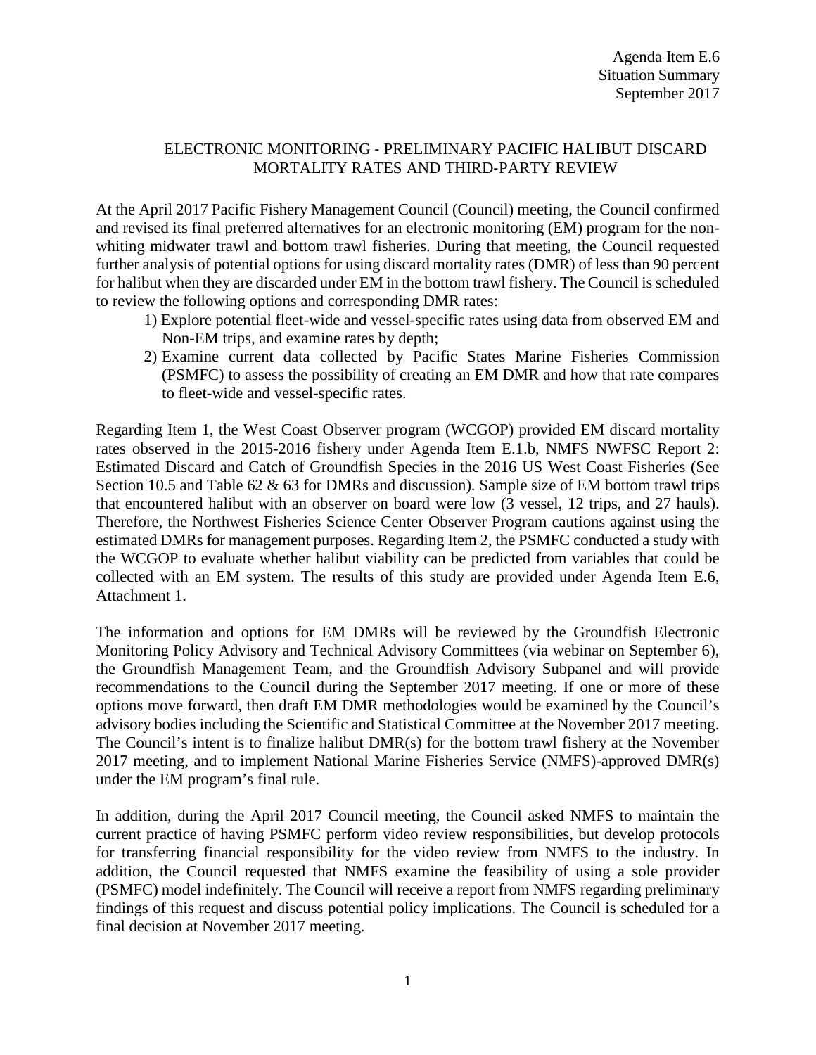Agenda Item E.6
Situation Summary
September 2017

# ELECTRONIC MONITORING - PRELIMINARY PACIFIC HALIBUT DISCARD MORTALITY RATES AND THIRD-PARTY REVIEW

At the April 2017 Pacific Fishery Management Council (Council) meeting, the Council confirmed and revised its final preferred alternatives for an electronic monitoring (EM) program for the non-whiting midwater trawl and bottom trawl fisheries. During that meeting, the Council requested further analysis of potential options for using discard mortality rates (DMR) of less than 90 percent for halibut when they are discarded under EM in the bottom trawl fishery. The Council is scheduled to review the following options and corresponding DMR rates:

1) Explore potential fleet-wide and vessel-specific rates using data from observed EM and Non-EM trips, and examine rates by depth;
2) Examine current data collected by Pacific States Marine Fisheries Commission (PSMFC) to assess the possibility of creating an EM DMR and how that rate compares to fleet-wide and vessel-specific rates.

Regarding Item 1, the West Coast Observer program (WCGOP) provided EM discard mortality rates observed in the 2015-2016 fishery under Agenda Item E.1.b, NMFS NWFSC Report 2: Estimated Discard and Catch of Groundfish Species in the 2016 US West Coast Fisheries (See Section 10.5 and Table 62 & 63 for DMRs and discussion). Sample size of EM bottom trawl trips that encountered halibut with an observer on board were low (3 vessel, 12 trips, and 27 hauls). Therefore, the Northwest Fisheries Science Center Observer Program cautions against using the estimated DMRs for management purposes. Regarding Item 2, the PSMFC conducted a study with the WCGOP to evaluate whether halibut viability can be predicted from variables that could be collected with an EM system. The results of this study are provided under Agenda Item E.6, Attachment 1.

The information and options for EM DMRs will be reviewed by the Groundfish Electronic Monitoring Policy Advisory and Technical Advisory Committees (via webinar on September 6), the Groundfish Management Team, and the Groundfish Advisory Subpanel and will provide recommendations to the Council during the September 2017 meeting. If one or more of these options move forward, then draft EM DMR methodologies would be examined by the Council's advisory bodies including the Scientific and Statistical Committee at the November 2017 meeting. The Council's intent is to finalize halibut DMR(s) for the bottom trawl fishery at the November 2017 meeting, and to implement National Marine Fisheries Service (NMFS)-approved DMR(s) under the EM program's final rule.

In addition, during the April 2017 Council meeting, the Council asked NMFS to maintain the current practice of having PSMFC perform video review responsibilities, but develop protocols for transferring financial responsibility for the video review from NMFS to the industry. In addition, the Council requested that NMFS examine the feasibility of using a sole provider (PSMFC) model indefinitely. The Council will receive a report from NMFS regarding preliminary findings of this request and discuss potential policy implications. The Council is scheduled for a final decision at November 2017 meeting.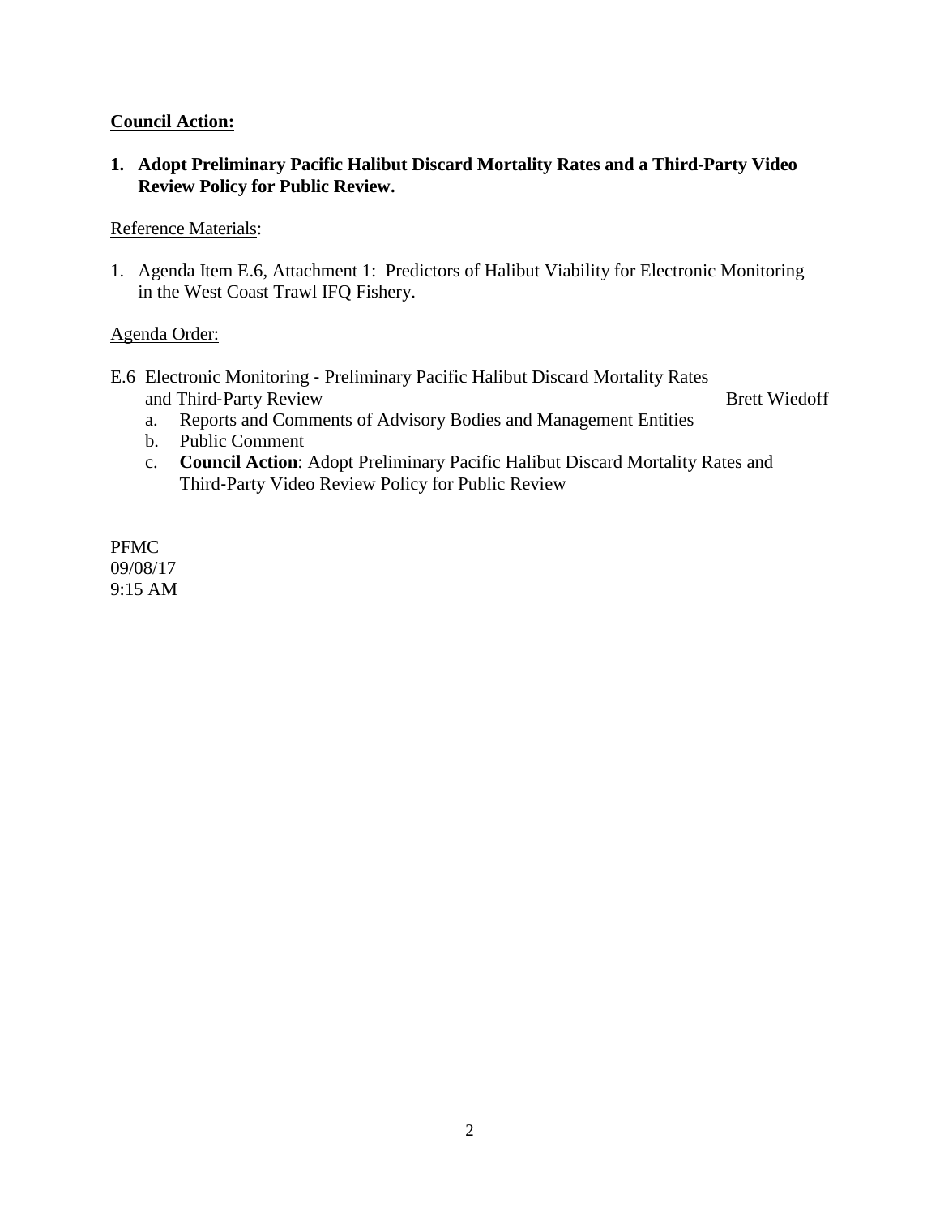**<u>Council Action:</u>**

**1. Adopt Preliminary Pacific Halibut Discard Mortality Rates and a Third-Party Video Review Policy for Public Review.**

<u>Reference Materials</u>:

1. Agenda Item E.6, Attachment 1: Predictors of Halibut Viability for Electronic Monitoring in the West Coast Trawl IFQ Fishery.

<u>Agenda Order:</u>

E.6 Electronic Monitoring - Preliminary Pacific Halibut Discard Mortality Rates and Third-Party Review — Brett Wiedoff

a. Reports and Comments of Advisory Bodies and Management Entities
b. Public Comment
c. **Council Action**: Adopt Preliminary Pacific Halibut Discard Mortality Rates and Third-Party Video Review Policy for Public Review

PFMC
09/08/17
9:15 AM